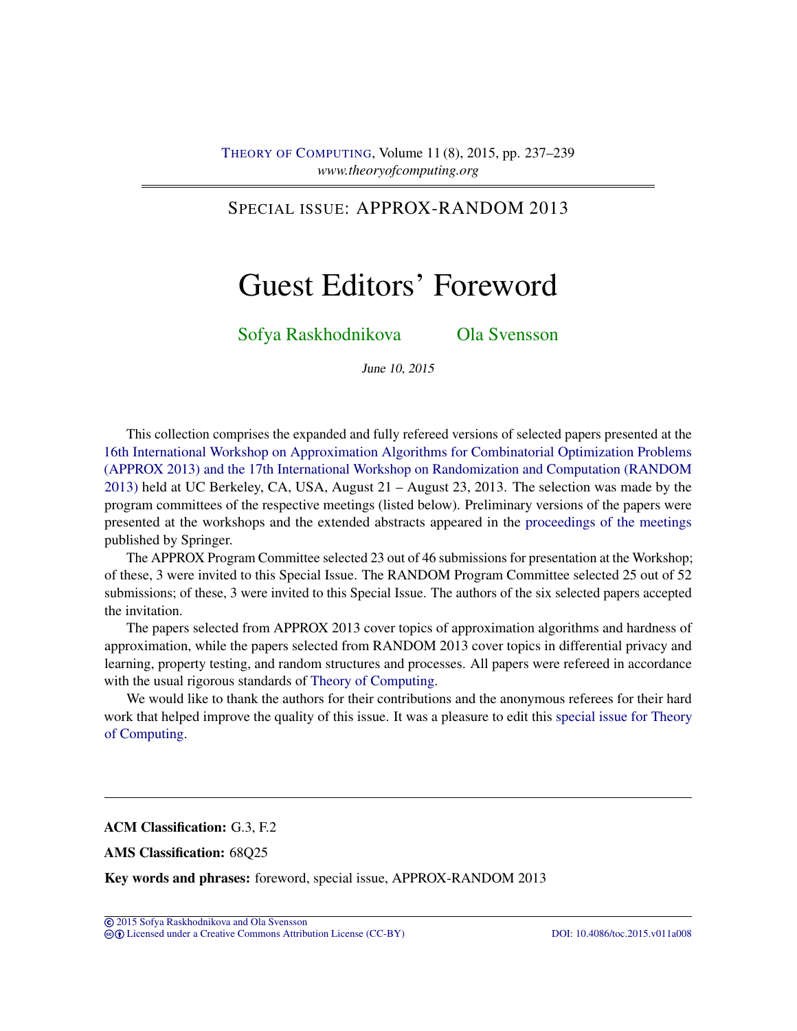SPECIAL ISSUE: APPROX-RANDOM 2013

# Guest Editors' Foreword

Sofya Raskhodnikova Ola Svensson

*June 10, 2015*

This collection comprises the expanded and fully refereed versions of selected papers presented at the 16th International Workshop on Approximation Algorithms for Combinatorial Optimization Problems (APPROX 2013) and the 17th International Workshop on Randomization and Computation (RANDOM 2013) held at UC Berkeley, CA, USA, August 21 – August 23, 2013. The selection was made by the program committees of the respective meetings (listed below). Preliminary versions of the papers were presented at the workshops and the extended abstracts appeared in the proceedings of the meetings published by Springer.

The APPROX Program Committee selected 23 out of 46 submissions for presentation at the Workshop; of these, 3 were invited to this Special Issue. The RANDOM Program Committee selected 25 out of 52 submissions; of these, 3 were invited to this Special Issue. The authors of the six selected papers accepted the invitation.

The papers selected from APPROX 2013 cover topics of approximation algorithms and hardness of approximation, while the papers selected from RANDOM 2013 cover topics in differential privacy and learning, property testing, and random structures and processes. All papers were refereed in accordance with the usual rigorous standards of Theory of Computing.

We would like to thank the authors for their contributions and the anonymous referees for their hard work that helped improve the quality of this issue. It was a pleasure to edit this special issue for Theory of Computing.

---

**ACM Classification:** G.3, F.2

**AMS Classification:** 68Q25

**Key words and phrases:** foreword, special issue, APPROX-RANDOM 2013

© 2015 Sofya Raskhodnikova and Ola Svensson
Licensed under a Creative Commons Attribution License (CC-BY) DOI: 10.4086/toc.2015.v011a008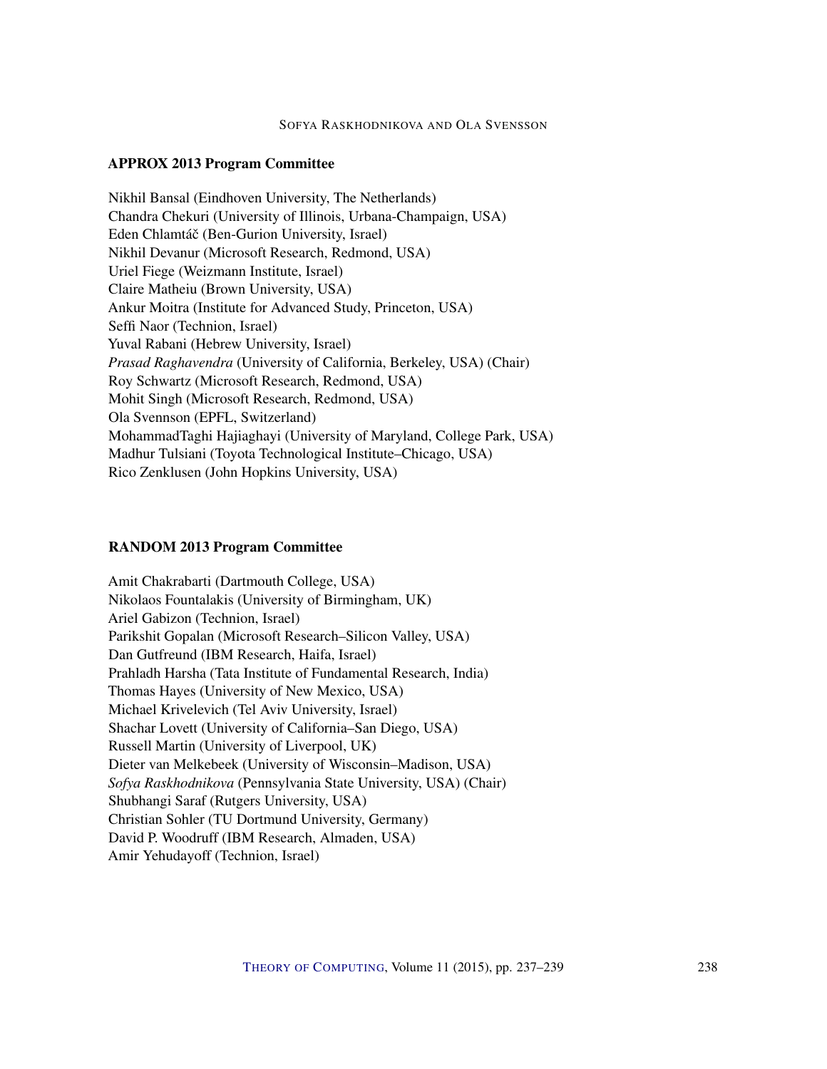### APPROX 2013 Program Committee

Nikhil Bansal (Eindhoven University, The Netherlands)
Chandra Chekuri (University of Illinois, Urbana-Champaign, USA)
Eden Chlamtáč (Ben-Gurion University, Israel)
Nikhil Devanur (Microsoft Research, Redmond, USA)
Uriel Fiege (Weizmann Institute, Israel)
Claire Matheiu (Brown University, USA)
Ankur Moitra (Institute for Advanced Study, Princeton, USA)
Seffi Naor (Technion, Israel)
Yuval Rabani (Hebrew University, Israel)
*Prasad Raghavendra* (University of California, Berkeley, USA) (Chair)
Roy Schwartz (Microsoft Research, Redmond, USA)
Mohit Singh (Microsoft Research, Redmond, USA)
Ola Svennson (EPFL, Switzerland)
MohammadTaghi Hajiaghayi (University of Maryland, College Park, USA)
Madhur Tulsiani (Toyota Technological Institute–Chicago, USA)
Rico Zenklusen (John Hopkins University, USA)

### RANDOM 2013 Program Committee

Amit Chakrabarti (Dartmouth College, USA)
Nikolaos Fountalakis (University of Birmingham, UK)
Ariel Gabizon (Technion, Israel)
Parikshit Gopalan (Microsoft Research–Silicon Valley, USA)
Dan Gutfreund (IBM Research, Haifa, Israel)
Prahladh Harsha (Tata Institute of Fundamental Research, India)
Thomas Hayes (University of New Mexico, USA)
Michael Krivelevich (Tel Aviv University, Israel)
Shachar Lovett (University of California–San Diego, USA)
Russell Martin (University of Liverpool, UK)
Dieter van Melkebeek (University of Wisconsin–Madison, USA)
*Sofya Raskhodnikova* (Pennsylvania State University, USA) (Chair)
Shubhangi Saraf (Rutgers University, USA)
Christian Sohler (TU Dortmund University, Germany)
David P. Woodruff (IBM Research, Almaden, USA)
Amir Yehudayoff (Technion, Israel)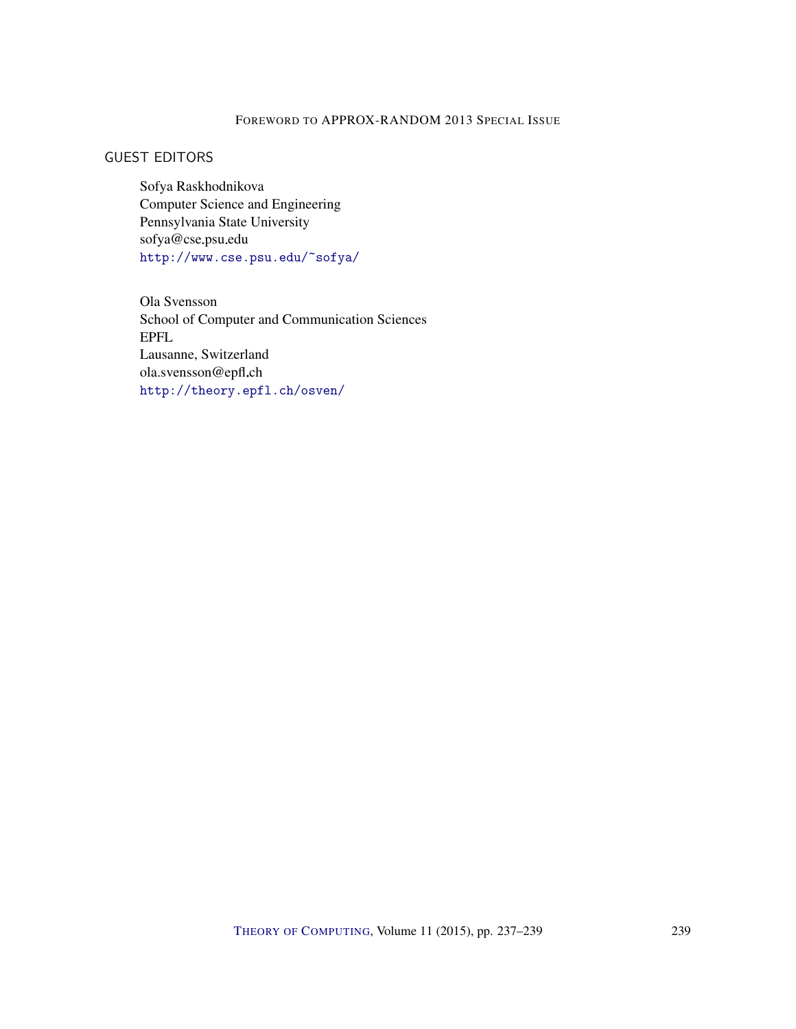## GUEST EDITORS

Sofya Raskhodnikova
Computer Science and Engineering
Pennsylvania State University
sofya@cse.psu.edu
http://www.cse.psu.edu/~sofya/

Ola Svensson
School of Computer and Communication Sciences
EPFL
Lausanne, Switzerland
ola.svensson@epfl.ch
http://theory.epfl.ch/osven/